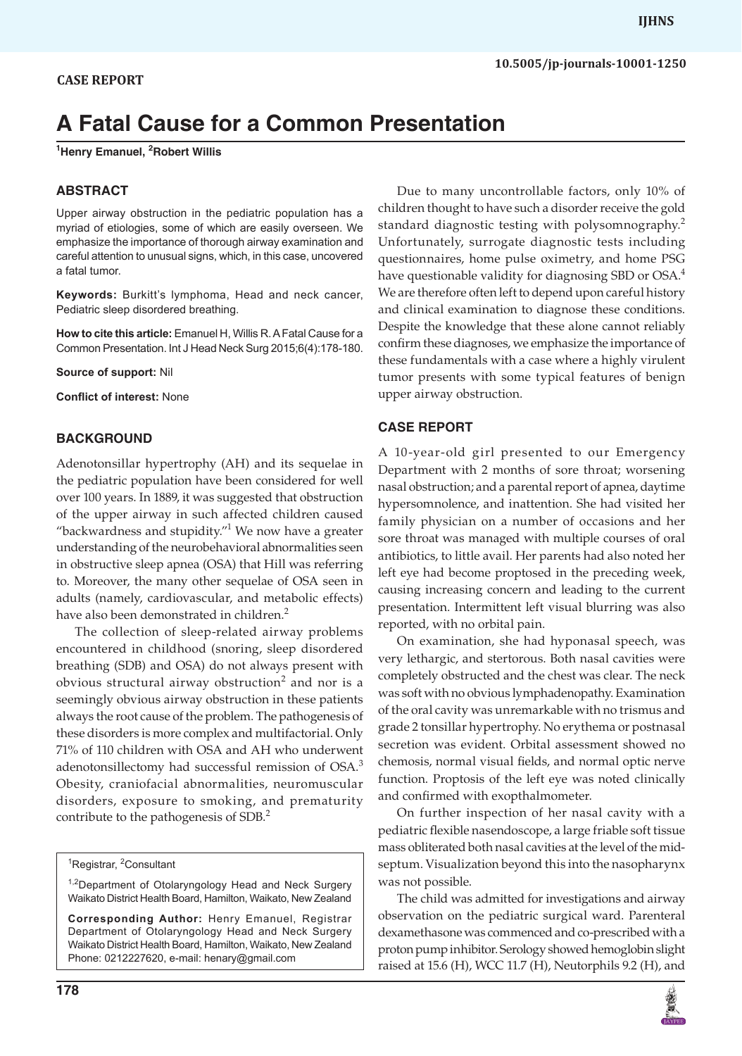CASE REPORT

# A Fatal Cause for a Common Presentation

[1]Henry Emanuel, [2]Robert Willis

## ABSTRACT

Upper airway obstruction in the pediatric population has a myriad of etiologies, some of which are easily overseen. We emphasize the importance of thorough airway examination and careful attention to unusual signs, which, in this case, uncovered a fatal tumor.

**Keywords:** Burkitt's lymphoma, Head and neck cancer, Pediatric sleep disordered breathing.

**How to cite this article:** Emanuel H, Willis R. A Fatal Cause for a Common Presentation. Int J Head Neck Surg 2015;6(4):178-180.

**Source of support:** Nil

**Conflict of interest:** None

## BACKGROUND

Adenotonsillar hypertrophy (AH) and its sequelae in the pediatric population have been considered for well over 100 years. In 1889, it was suggested that obstruction of the upper airway in such affected children caused "backwardness and stupidity."[1] We now have a greater understanding of the neurobehavioral abnormalities seen in obstructive sleep apnea (OSA) that Hill was referring to. Moreover, the many other sequelae of OSA seen in adults (namely, cardiovascular, and metabolic effects) have also been demonstrated in children.[2]

The collection of sleep-related airway problems encountered in childhood (snoring, sleep disordered breathing (SDB) and OSA) do not always present with obvious structural airway obstruction[2] and nor is a seemingly obvious airway obstruction in these patients always the root cause of the problem. The pathogenesis of these disorders is more complex and multifactorial. Only 71% of 110 children with OSA and AH who underwent adenotonsillectomy had successful remission of OSA.[3] Obesity, craniofacial abnormalities, neuromuscular disorders, exposure to smoking, and prematurity contribute to the pathogenesis of SDB.[2]

[1]Registrar, [2]Consultant

[1,2]Department of Otolaryngology Head and Neck Surgery Waikato District Health Board, Hamilton, Waikato, New Zealand

**Corresponding Author:** Henry Emanuel, Registrar Department of Otolaryngology Head and Neck Surgery Waikato District Health Board, Hamilton, Waikato, New Zealand Phone: 0212227620, e-mail: henary@gmail.com

Due to many uncontrollable factors, only 10% of children thought to have such a disorder receive the gold standard diagnostic testing with polysomnography.[2] Unfortunately, surrogate diagnostic tests including questionnaires, home pulse oximetry, and home PSG have questionable validity for diagnosing SBD or OSA.[4] We are therefore often left to depend upon careful history and clinical examination to diagnose these conditions. Despite the knowledge that these alone cannot reliably confirm these diagnoses, we emphasize the importance of these fundamentals with a case where a highly virulent tumor presents with some typical features of benign upper airway obstruction.

## CASE REPORT

A 10-year-old girl presented to our Emergency Department with 2 months of sore throat; worsening nasal obstruction; and a parental report of apnea, daytime hypersomnolence, and inattention. She had visited her family physician on a number of occasions and her sore throat was managed with multiple courses of oral antibiotics, to little avail. Her parents had also noted her left eye had become proptosed in the preceding week, causing increasing concern and leading to the current presentation. Intermittent left visual blurring was also reported, with no orbital pain.

On examination, she had hyponasal speech, was very lethargic, and stertorous. Both nasal cavities were completely obstructed and the chest was clear. The neck was soft with no obvious lymphadenopathy. Examination of the oral cavity was unremarkable with no trismus and grade 2 tonsillar hypertrophy. No erythema or postnasal secretion was evident. Orbital assessment showed no chemosis, normal visual fields, and normal optic nerve function. Proptosis of the left eye was noted clinically and confirmed with exopthalmometer.

On further inspection of her nasal cavity with a pediatric flexible nasendoscope, a large friable soft tissue mass obliterated both nasal cavities at the level of the mid-septum. Visualization beyond this into the nasopharynx was not possible.

The child was admitted for investigations and airway observation on the pediatric surgical ward. Parenteral dexamethasone was commenced and co-prescribed with a proton pump inhibitor. Serology showed hemoglobin slight raised at 15.6 (H), WCC 11.7 (H), Neutorphils 9.2 (H), and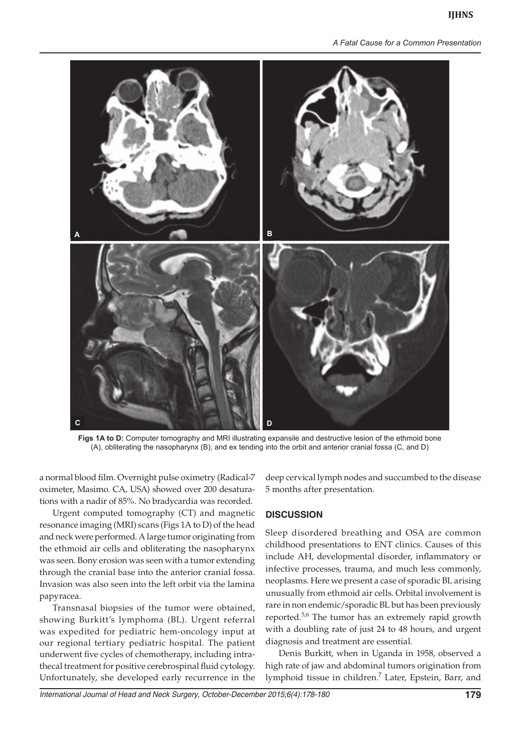**Figs 1A to D:** Computer tomography and MRI illustrating expansile and destructive lesion of the ethmoid bone (A), obliterating the nasopharynx (B), and ex tending into the orbit and anterior cranial fossa (C, and D)

a normal blood film. Overnight pulse oximetry (Radical-7 oximeter, Masimo. CA, USA) showed over 200 desaturations with a nadir of 85%. No bradycardia was recorded.

Urgent computed tomography (CT) and magnetic resonance imaging (MRI) scans (Figs 1A to D) of the head and neck were performed. A large tumor originating from the ethmoid air cells and obliterating the nasopharynx was seen. Bony erosion was seen with a tumor extending through the cranial base into the anterior cranial fossa. Invasion was also seen into the left orbit via the lamina papyracea.

Transnasal biopsies of the tumor were obtained, showing Burkitt's lymphoma (BL). Urgent referral was expedited for pediatric hem-oncology input at our regional tertiary pediatric hospital. The patient underwent five cycles of chemotherapy, including intrathecal treatment for positive cerebrospinal fluid cytology. Unfortunately, she developed early recurrence in the deep cervical lymph nodes and succumbed to the disease 5 months after presentation.

## DISCUSSION

Sleep disordered breathing and OSA are common childhood presentations to ENT clinics. Causes of this include AH, developmental disorder, inflammatory or infective processes, trauma, and much less commonly, neoplasms. Here we present a case of sporadic BL arising unusually from ethmoid air cells. Orbital involvement is rare in non endemic/sporadic BL but has been previously reported.[5,6] The tumor has an extremely rapid growth with a doubling rate of just 24 to 48 hours, and urgent diagnosis and treatment are essential.

Denis Burkitt, when in Uganda in 1958, observed a high rate of jaw and abdominal tumors origination from lymphoid tissue in children.[7] Later, Epstein, Barr, and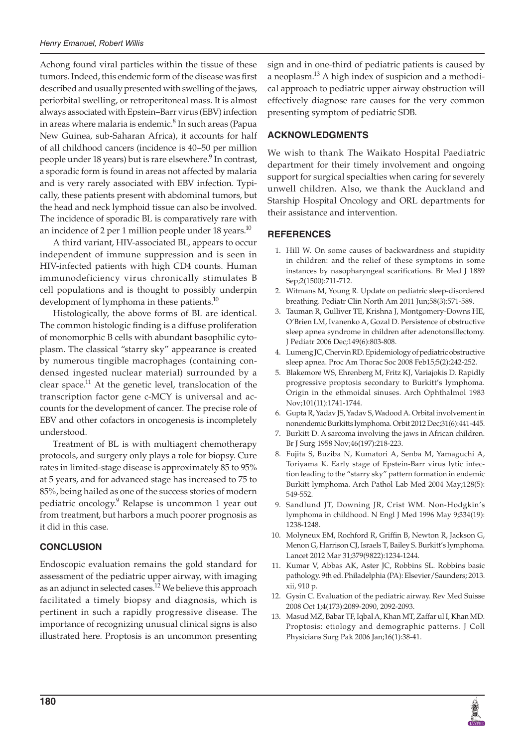Achong found viral particles within the tissue of these tumors. Indeed, this endemic form of the disease was first described and usually presented with swelling of the jaws, periorbital swelling, or retroperitoneal mass. It is almost always associated with Epstein–Barr virus (EBV) infection in areas where malaria is endemic.[8] In such areas (Papua New Guinea, sub-Saharan Africa), it accounts for half of all childhood cancers (incidence is 40–50 per million people under 18 years) but is rare elsewhere.[9] In contrast, a sporadic form is found in areas not affected by malaria and is very rarely associated with EBV infection. Typically, these patients present with abdominal tumors, but the head and neck lymphoid tissue can also be involved. The incidence of sporadic BL is comparatively rare with an incidence of 2 per 1 million people under 18 years.[10]

A third variant, HIV-associated BL, appears to occur independent of immune suppression and is seen in HIV-infected patients with high CD4 counts. Human immunodeficiency virus chronically stimulates B cell populations and is thought to possibly underpin development of lymphoma in these patients.[10]

Histologically, the above forms of BL are identical. The common histologic finding is a diffuse proliferation of monomorphic B cells with abundant basophilic cytoplasm. The classical "starry sky" appearance is created by numerous tingible macrophages (containing condensed ingested nuclear material) surrounded by a clear space.[11] At the genetic level, translocation of the transcription factor gene c-MCY is universal and accounts for the development of cancer. The precise role of EBV and other cofactors in oncogenesis is incompletely understood.

Treatment of BL is with multiagent chemotherapy protocols, and surgery only plays a role for biopsy. Cure rates in limited-stage disease is approximately 85 to 95% at 5 years, and for advanced stage has increased to 75 to 85%, being hailed as one of the success stories of modern pediatric oncology.[9] Relapse is uncommon 1 year out from treatment, but harbors a much poorer prognosis as it did in this case.

## CONCLUSION

Endoscopic evaluation remains the gold standard for assessment of the pediatric upper airway, with imaging as an adjunct in selected cases.[12] We believe this approach facilitated a timely biopsy and diagnosis, which is pertinent in such a rapidly progressive disease. The importance of recognizing unusual clinical signs is also illustrated here. Proptosis is an uncommon presenting sign and in one-third of pediatric patients is caused by a neoplasm.[13] A high index of suspicion and a methodical approach to pediatric upper airway obstruction will effectively diagnose rare causes for the very common presenting symptom of pediatric SDB.

## ACKNOWLEDGMENTS

We wish to thank The Waikato Hospital Paediatric department for their timely involvement and ongoing support for surgical specialties when caring for severely unwell children. Also, we thank the Auckland and Starship Hospital Oncology and ORL departments for their assistance and intervention.

## REFERENCES

1. Hill W. On some causes of backwardness and stupidity in children: and the relief of these symptoms in some instances by nasopharyngeal scarifications. Br Med J 1889 Sep;2(1500):711-712.
2. Witmans M, Young R. Update on pediatric sleep-disordered breathing. Pediatr Clin North Am 2011 Jun;58(3):571-589.
3. Tauman R, Gulliver TE, Krishna J, Montgomery-Downs HE, O'Brien LM, Ivanenko A, Gozal D. Persistence of obstructive sleep apnea syndrome in children after adenotonsillectomy. J Pediatr 2006 Dec;149(6):803-808.
4. Lumeng JC, Chervin RD. Epidemiology of pediatric obstructive sleep apnea. Proc Am Thorac Soc 2008 Feb15;5(2):242-252.
5. Blakemore WS, Ehrenberg M, Fritz KJ, Variajokis D. Rapidly progressive proptosis secondary to Burkitt's lymphoma. Origin in the ethmoidal sinuses. Arch Ophthalmol 1983 Nov;101(11):1741-1744.
6. Gupta R, Yadav JS, Yadav S, Wadood A. Orbital involvement in nonendemic Burkitts lymphoma. Orbit 2012 Dec;31(6):441-445.
7. Burkitt D. A sarcoma involving the jaws in African children. Br J Surg 1958 Nov;46(197):218-223.
8. Fujita S, Buziba N, Kumatori A, Senba M, Yamaguchi A, Toriyama K. Early stage of Epstein-Barr virus lytic infection leading to the "starry sky" pattern formation in endemic Burkitt lymphoma. Arch Pathol Lab Med 2004 May;128(5): 549-552.
9. Sandlund JT, Downing JR, Crist WM. Non-Hodgkin's lymphoma in childhood. N Engl J Med 1996 May 9;334(19): 1238-1248.
10. Molyneux EM, Rochford R, Griffin B, Newton R, Jackson G, Menon G, Harrison CJ, Israels T, Bailey S. Burkitt's lymphoma. Lancet 2012 Mar 31;379(9822):1234-1244.
11. Kumar V, Abbas AK, Aster JC, Robbins SL. Robbins basic pathology. 9th ed. Philadelphia (PA): Elsevier/Saunders; 2013. xii, 910 p.
12. Gysin C. Evaluation of the pediatric airway. Rev Med Suisse 2008 Oct 1;4(173):2089-2090, 2092-2093.
13. Masud MZ, Babar TF, Iqbal A, Khan MT, Zaffar ul I, Khan MD. Proptosis: etiology and demographic patterns. J Coll Physicians Surg Pak 2006 Jan;16(1):38-41.